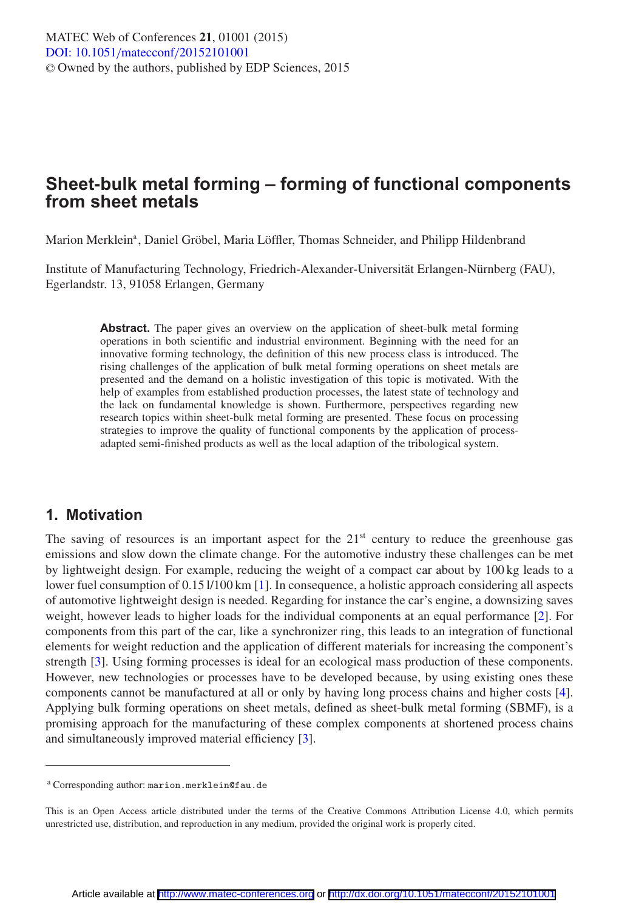# Sheet-bulk metal forming – forming of functional components from sheet metals

Marion Merklein[a], Daniel Gröbel, Maria Löffler, Thomas Schneider, and Philipp Hildenbrand

Institute of Manufacturing Technology, Friedrich-Alexander-Universität Erlangen-Nürnberg (FAU), Egerlandstr. 13, 91058 Erlangen, Germany

**Abstract.** The paper gives an overview on the application of sheet-bulk metal forming operations in both scientific and industrial environment. Beginning with the need for an innovative forming technology, the definition of this new process class is introduced. The rising challenges of the application of bulk metal forming operations on sheet metals are presented and the demand on a holistic investigation of this topic is motivated. With the help of examples from established production processes, the latest state of technology and the lack on fundamental knowledge is shown. Furthermore, perspectives regarding new research topics within sheet-bulk metal forming are presented. These focus on processing strategies to improve the quality of functional components by the application of process-adapted semi-finished products as well as the local adaption of the tribological system.

## 1. Motivation

The saving of resources is an important aspect for the 21[st] century to reduce the greenhouse gas emissions and slow down the climate change. For the automotive industry these challenges can be met by lightweight design. For example, reducing the weight of a compact car about by 100 kg leads to a lower fuel consumption of 0.15 l/100 km [1]. In consequence, a holistic approach considering all aspects of automotive lightweight design is needed. Regarding for instance the car's engine, a downsizing saves weight, however leads to higher loads for the individual components at an equal performance [2]. For components from this part of the car, like a synchronizer ring, this leads to an integration of functional elements for weight reduction and the application of different materials for increasing the component's strength [3]. Using forming processes is ideal for an ecological mass production of these components. However, new technologies or processes have to be developed because, by using existing ones these components cannot be manufactured at all or only by having long process chains and higher costs [4]. Applying bulk forming operations on sheet metals, defined as sheet-bulk metal forming (SBMF), is a promising approach for the manufacturing of these complex components at shortened process chains and simultaneously improved material efficiency [3].

[a] Corresponding author: marion.merklein@fau.de

This is an Open Access article distributed under the terms of the Creative Commons Attribution License 4.0, which permits unrestricted use, distribution, and reproduction in any medium, provided the original work is properly cited.

Article available at http://www.matec-conferences.org or http://dx.doi.org/10.1051/matecconf/20152101001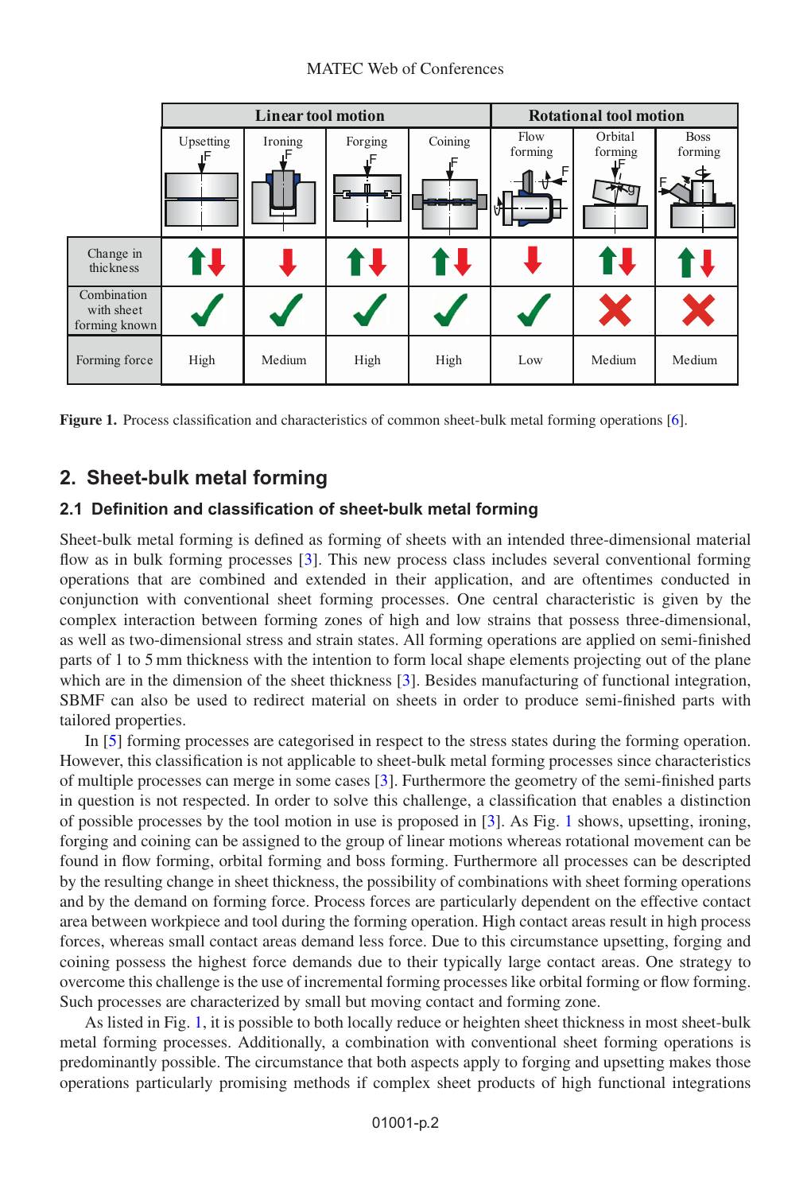| | Linear tool motion | | | | Rotational tool motion | | |
|---|---|---|---|---|---|---|---|
| | Upsetting | Ironing | Forging | Coining | Flow forming | Orbital forming | Boss forming |
| Change in thickness | ↑↓ | ↓ | ↑↓ | ↑↓ | ↓ | ↑↓ | ↑↓ |
| Combination with sheet forming known | ✓ | ✓ | ✓ | ✓ | ✓ | ✗ | ✗ |
| Forming force | High | Medium | High | High | Low | Medium | Medium |

**Figure 1.** Process classification and characteristics of common sheet-bulk metal forming operations [6].

## 2. Sheet-bulk metal forming

### 2.1 Definition and classification of sheet-bulk metal forming

Sheet-bulk metal forming is defined as forming of sheets with an intended three-dimensional material flow as in bulk forming processes [3]. This new process class includes several conventional forming operations that are combined and extended in their application, and are oftentimes conducted in conjunction with conventional sheet forming processes. One central characteristic is given by the complex interaction between forming zones of high and low strains that possess three-dimensional, as well as two-dimensional stress and strain states. All forming operations are applied on semi-finished parts of 1 to 5 mm thickness with the intention to form local shape elements projecting out of the plane which are in the dimension of the sheet thickness [3]. Besides manufacturing of functional integration, SBMF can also be used to redirect material on sheets in order to produce semi-finished parts with tailored properties.

In [5] forming processes are categorised in respect to the stress states during the forming operation. However, this classification is not applicable to sheet-bulk metal forming processes since characteristics of multiple processes can merge in some cases [3]. Furthermore the geometry of the semi-finished parts in question is not respected. In order to solve this challenge, a classification that enables a distinction of possible processes by the tool motion in use is proposed in [3]. As Fig. 1 shows, upsetting, ironing, forging and coining can be assigned to the group of linear motions whereas rotational movement can be found in flow forming, orbital forming and boss forming. Furthermore all processes can be descripted by the resulting change in sheet thickness, the possibility of combinations with sheet forming operations and by the demand on forming force. Process forces are particularly dependent on the effective contact area between workpiece and tool during the forming operation. High contact areas result in high process forces, whereas small contact areas demand less force. Due to this circumstance upsetting, forging and coining possess the highest force demands due to their typically large contact areas. One strategy to overcome this challenge is the use of incremental forming processes like orbital forming or flow forming. Such processes are characterized by small but moving contact and forming zone.

As listed in Fig. 1, it is possible to both locally reduce or heighten sheet thickness in most sheet-bulk metal forming processes. Additionally, a combination with conventional sheet forming operations is predominantly possible. The circumstance that both aspects apply to forging and upsetting makes those operations particularly promising methods if complex sheet products of high functional integrations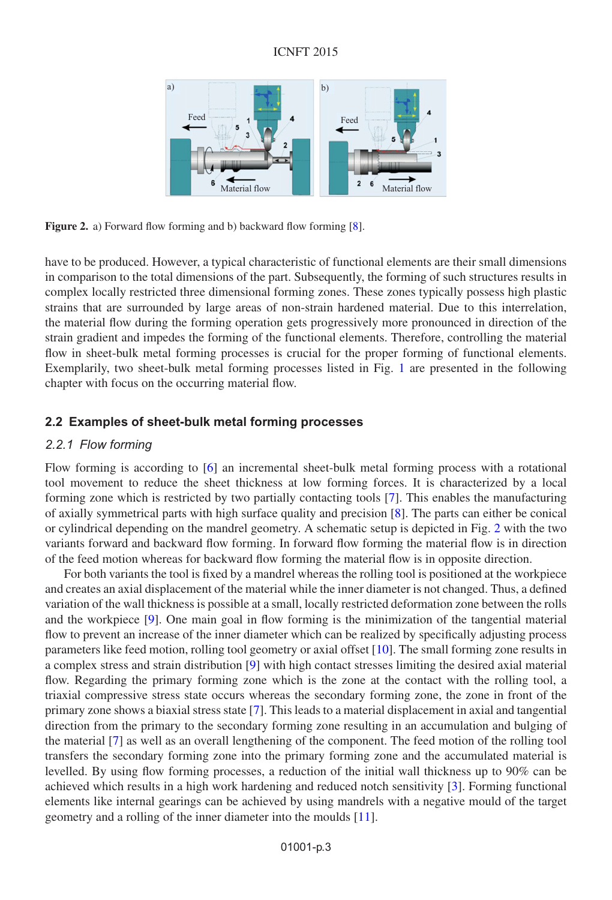Figure 2. a) Forward flow forming and b) backward flow forming [8].

have to be produced. However, a typical characteristic of functional elements are their small dimensions in comparison to the total dimensions of the part. Subsequently, the forming of such structures results in complex locally restricted three dimensional forming zones. These zones typically possess high plastic strains that are surrounded by large areas of non-strain hardened material. Due to this interrelation, the material flow during the forming operation gets progressively more pronounced in direction of the strain gradient and impedes the forming of the functional elements. Therefore, controlling the material flow in sheet-bulk metal forming processes is crucial for the proper forming of functional elements. Exemplarily, two sheet-bulk metal forming processes listed in Fig. 1 are presented in the following chapter with focus on the occurring material flow.

## 2.2 Examples of sheet-bulk metal forming processes

### *2.2.1 Flow forming*

Flow forming is according to [6] an incremental sheet-bulk metal forming process with a rotational tool movement to reduce the sheet thickness at low forming forces. It is characterized by a local forming zone which is restricted by two partially contacting tools [7]. This enables the manufacturing of axially symmetrical parts with high surface quality and precision [8]. The parts can either be conical or cylindrical depending on the mandrel geometry. A schematic setup is depicted in Fig. 2 with the two variants forward and backward flow forming. In forward flow forming the material flow is in direction of the feed motion whereas for backward flow forming the material flow is in opposite direction.

For both variants the tool is fixed by a mandrel whereas the rolling tool is positioned at the workpiece and creates an axial displacement of the material while the inner diameter is not changed. Thus, a defined variation of the wall thickness is possible at a small, locally restricted deformation zone between the rolls and the workpiece [9]. One main goal in flow forming is the minimization of the tangential material flow to prevent an increase of the inner diameter which can be realized by specifically adjusting process parameters like feed motion, rolling tool geometry or axial offset [10]. The small forming zone results in a complex stress and strain distribution [9] with high contact stresses limiting the desired axial material flow. Regarding the primary forming zone which is the zone at the contact with the rolling tool, a triaxial compressive stress state occurs whereas the secondary forming zone, the zone in front of the primary zone shows a biaxial stress state [7]. This leads to a material displacement in axial and tangential direction from the primary to the secondary forming zone resulting in an accumulation and bulging of the material [7] as well as an overall lengthening of the component. The feed motion of the rolling tool transfers the secondary forming zone into the primary forming zone and the accumulated material is levelled. By using flow forming processes, a reduction of the initial wall thickness up to 90% can be achieved which results in a high work hardening and reduced notch sensitivity [3]. Forming functional elements like internal gearings can be achieved by using mandrels with a negative mould of the target geometry and a rolling of the inner diameter into the moulds [11].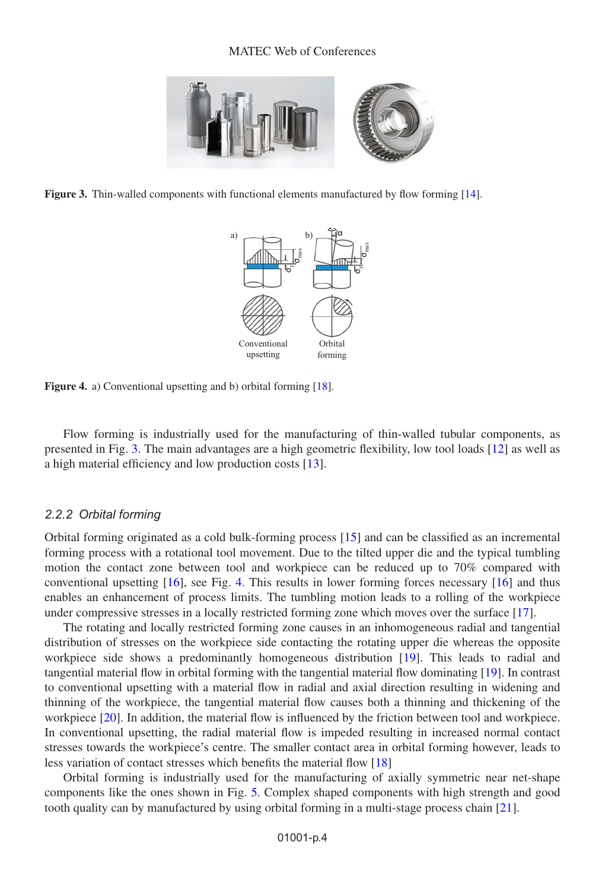Figure 3. Thin-walled components with functional elements manufactured by flow forming [14].

Figure 4. a) Conventional upsetting and b) orbital forming [18].

Flow forming is industrially used for the manufacturing of thin-walled tubular components, as presented in Fig. 3. The main advantages are a high geometric flexibility, low tool loads [12] as well as a high material efficiency and low production costs [13].

### *2.2.2 Orbital forming*

Orbital forming originated as a cold bulk-forming process [15] and can be classified as an incremental forming process with a rotational tool movement. Due to the tilted upper die and the typical tumbling motion the contact zone between tool and workpiece can be reduced up to 70% compared with conventional upsetting [16], see Fig. 4. This results in lower forming forces necessary [16] and thus enables an enhancement of process limits. The tumbling motion leads to a rolling of the workpiece under compressive stresses in a locally restricted forming zone which moves over the surface [17].

The rotating and locally restricted forming zone causes in an inhomogeneous radial and tangential distribution of stresses on the workpiece side contacting the rotating upper die whereas the opposite workpiece side shows a predominantly homogeneous distribution [19]. This leads to radial and tangential material flow in orbital forming with the tangential material flow dominating [19]. In contrast to conventional upsetting with a material flow in radial and axial direction resulting in widening and thinning of the workpiece, the tangential material flow causes both a thinning and thickening of the workpiece [20]. In addition, the material flow is influenced by the friction between tool and workpiece. In conventional upsetting, the radial material flow is impeded resulting in increased normal contact stresses towards the workpiece's centre. The smaller contact area in orbital forming however, leads to less variation of contact stresses which benefits the material flow [18]

Orbital forming is industrially used for the manufacturing of axially symmetric near net-shape components like the ones shown in Fig. 5. Complex shaped components with high strength and good tooth quality can by manufactured by using orbital forming in a multi-stage process chain [21].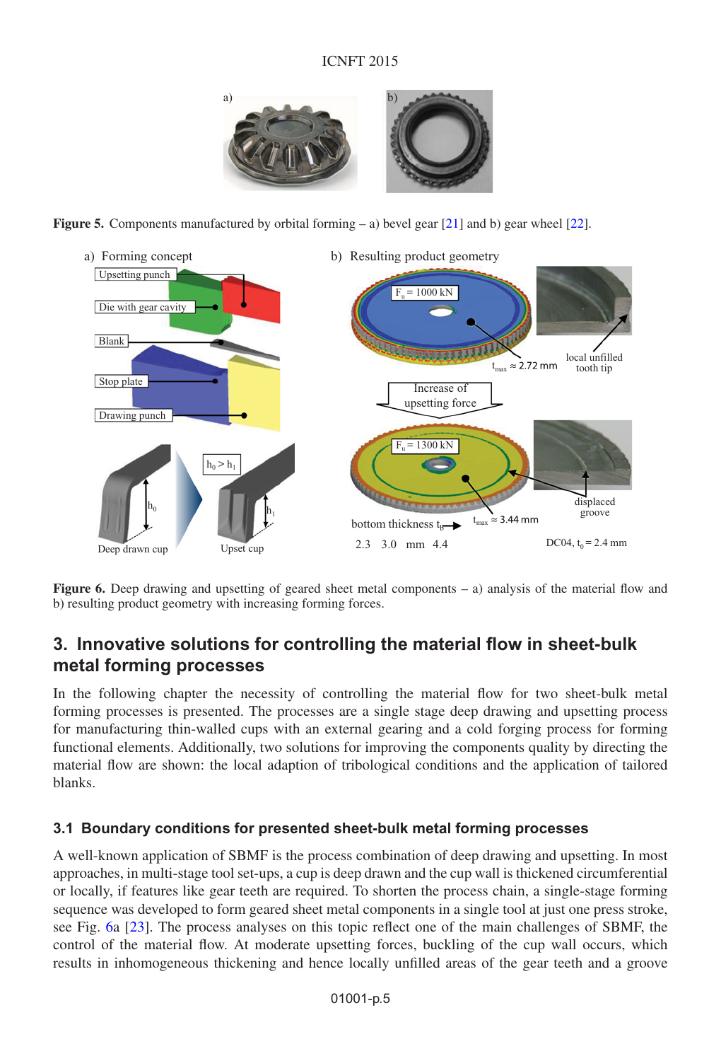**Figure 5.** Components manufactured by orbital forming – a) bevel gear [21] and b) gear wheel [22].

**Figure 6.** Deep drawing and upsetting of geared sheet metal components – a) analysis of the material flow and b) resulting product geometry with increasing forming forces.

## 3. Innovative solutions for controlling the material flow in sheet-bulk metal forming processes

In the following chapter the necessity of controlling the material flow for two sheet-bulk metal forming processes is presented. The processes are a single stage deep drawing and upsetting process for manufacturing thin-walled cups with an external gearing and a cold forging process for forming functional elements. Additionally, two solutions for improving the components quality by directing the material flow are shown: the local adaption of tribological conditions and the application of tailored blanks.

### 3.1 Boundary conditions for presented sheet-bulk metal forming processes

A well-known application of SBMF is the process combination of deep drawing and upsetting. In most approaches, in multi-stage tool set-ups, a cup is deep drawn and the cup wall is thickened circumferential or locally, if features like gear teeth are required. To shorten the process chain, a single-stage forming sequence was developed to form geared sheet metal components in a single tool at just one press stroke, see Fig. 6a [23]. The process analyses on this topic reflect one of the main challenges of SBMF, the control of the material flow. At moderate upsetting forces, buckling of the cup wall occurs, which results in inhomogeneous thickening and hence locally unfilled areas of the gear teeth and a groove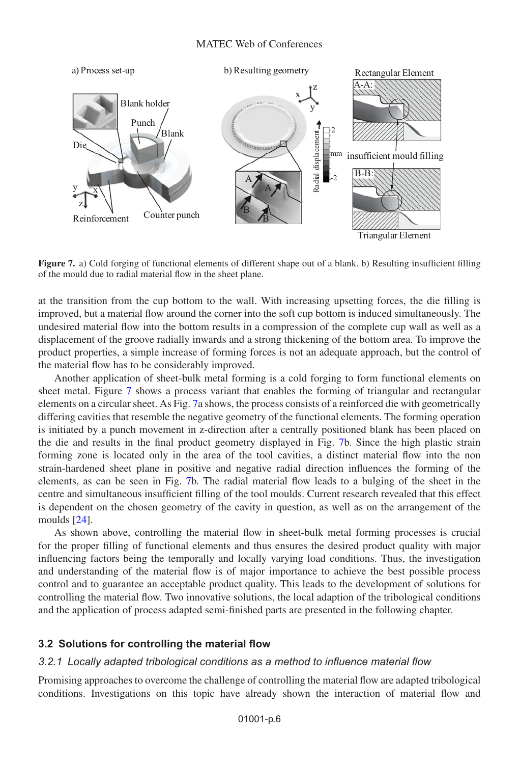a) Process set-up

Blank holder
Punch
Blank
Die
y
x
z
Reinforcement
Counter punch

b) Resulting geometry

x
z
y
A
A
B
B
Radial displacement
2
mm
-2

Rectangular Element
A-A:
insufficient mould filling
B-B:
Triangular Element

**Figure 7.** a) Cold forging of functional elements of different shape out of a blank. b) Resulting insufficient filling of the mould due to radial material flow in the sheet plane.

at the transition from the cup bottom to the wall. With increasing upsetting forces, the die filling is improved, but a material flow around the corner into the soft cup bottom is induced simultaneously. The undesired material flow into the bottom results in a compression of the complete cup wall as well as a displacement of the groove radially inwards and a strong thickening of the bottom area. To improve the product properties, a simple increase of forming forces is not an adequate approach, but the control of the material flow has to be considerably improved.

Another application of sheet-bulk metal forming is a cold forging to form functional elements on sheet metal. Figure 7 shows a process variant that enables the forming of triangular and rectangular elements on a circular sheet. As Fig. 7a shows, the process consists of a reinforced die with geometrically differing cavities that resemble the negative geometry of the functional elements. The forming operation is initiated by a punch movement in z-direction after a centrally positioned blank has been placed on the die and results in the final product geometry displayed in Fig. 7b. Since the high plastic strain forming zone is located only in the area of the tool cavities, a distinct material flow into the non strain-hardened sheet plane in positive and negative radial direction influences the forming of the elements, as can be seen in Fig. 7b. The radial material flow leads to a bulging of the sheet in the centre and simultaneous insufficient filling of the tool moulds. Current research revealed that this effect is dependent on the chosen geometry of the cavity in question, as well as on the arrangement of the moulds [24].

As shown above, controlling the material flow in sheet-bulk metal forming processes is crucial for the proper filling of functional elements and thus ensures the desired product quality with major influencing factors being the temporally and locally varying load conditions. Thus, the investigation and understanding of the material flow is of major importance to achieve the best possible process control and to guarantee an acceptable product quality. This leads to the development of solutions for controlling the material flow. Two innovative solutions, the local adaption of the tribological conditions and the application of process adapted semi-finished parts are presented in the following chapter.

### 3.2 Solutions for controlling the material flow

#### *3.2.1 Locally adapted tribological conditions as a method to influence material flow*

Promising approaches to overcome the challenge of controlling the material flow are adapted tribological conditions. Investigations on this topic have already shown the interaction of material flow and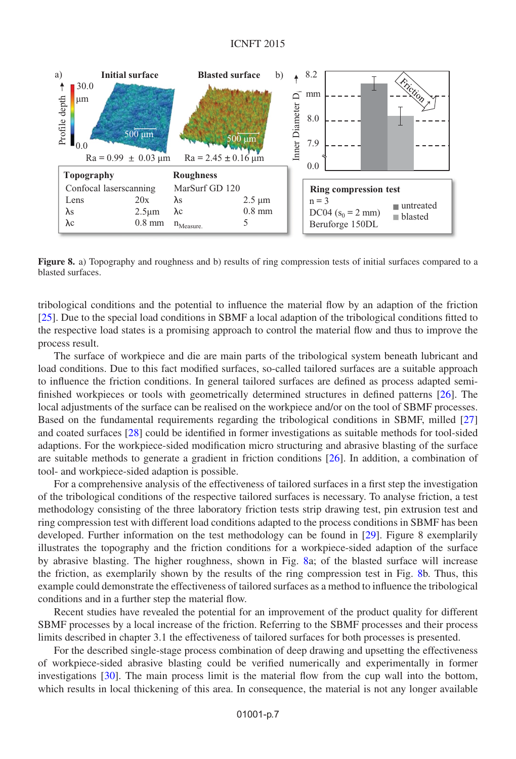**Figure 8.** a) Topography and roughness and b) results of ring compression tests of initial surfaces compared to a blasted surfaces.

tribological conditions and the potential to influence the material flow by an adaption of the friction [25]. Due to the special load conditions in SBMF a local adaption of the tribological conditions fitted to the respective load states is a promising approach to control the material flow and thus to improve the process result.

The surface of workpiece and die are main parts of the tribological system beneath lubricant and load conditions. Due to this fact modified surfaces, so-called tailored surfaces are a suitable approach to influence the friction conditions. In general tailored surfaces are defined as process adapted semi-finished workpieces or tools with geometrically determined structures in defined patterns [26]. The local adjustments of the surface can be realised on the workpiece and/or on the tool of SBMF processes. Based on the fundamental requirements regarding the tribological conditions in SBMF, milled [27] and coated surfaces [28] could be identified in former investigations as suitable methods for tool-sided adaptions. For the workpiece-sided modification micro structuring and abrasive blasting of the surface are suitable methods to generate a gradient in friction conditions [26]. In addition, a combination of tool- and workpiece-sided adaption is possible.

For a comprehensive analysis of the effectiveness of tailored surfaces in a first step the investigation of the tribological conditions of the respective tailored surfaces is necessary. To analyse friction, a test methodology consisting of the three laboratory friction tests strip drawing test, pin extrusion test and ring compression test with different load conditions adapted to the process conditions in SBMF has been developed. Further information on the test methodology can be found in [29]. Figure 8 exemplarily illustrates the topography and the friction conditions for a workpiece-sided adaption of the surface by abrasive blasting. The higher roughness, shown in Fig. 8a; of the blasted surface will increase the friction, as exemplarly shown by the results of the ring compression test in Fig. 8b. Thus, this example could demonstrate the effectiveness of tailored surfaces as a method to influence the tribological conditions and in a further step the material flow.

Recent studies have revealed the potential for an improvement of the product quality for different SBMF processes by a local increase of the friction. Referring to the SBMF processes and their process limits described in chapter 3.1 the effectiveness of tailored surfaces for both processes is presented.

For the described single-stage process combination of deep drawing and upsetting the effectiveness of workpiece-sided abrasive blasting could be verified numerically and experimentally in former investigations [30]. The main process limit is the material flow from the cup wall into the bottom, which results in local thickening of this area. In consequence, the material is not any longer available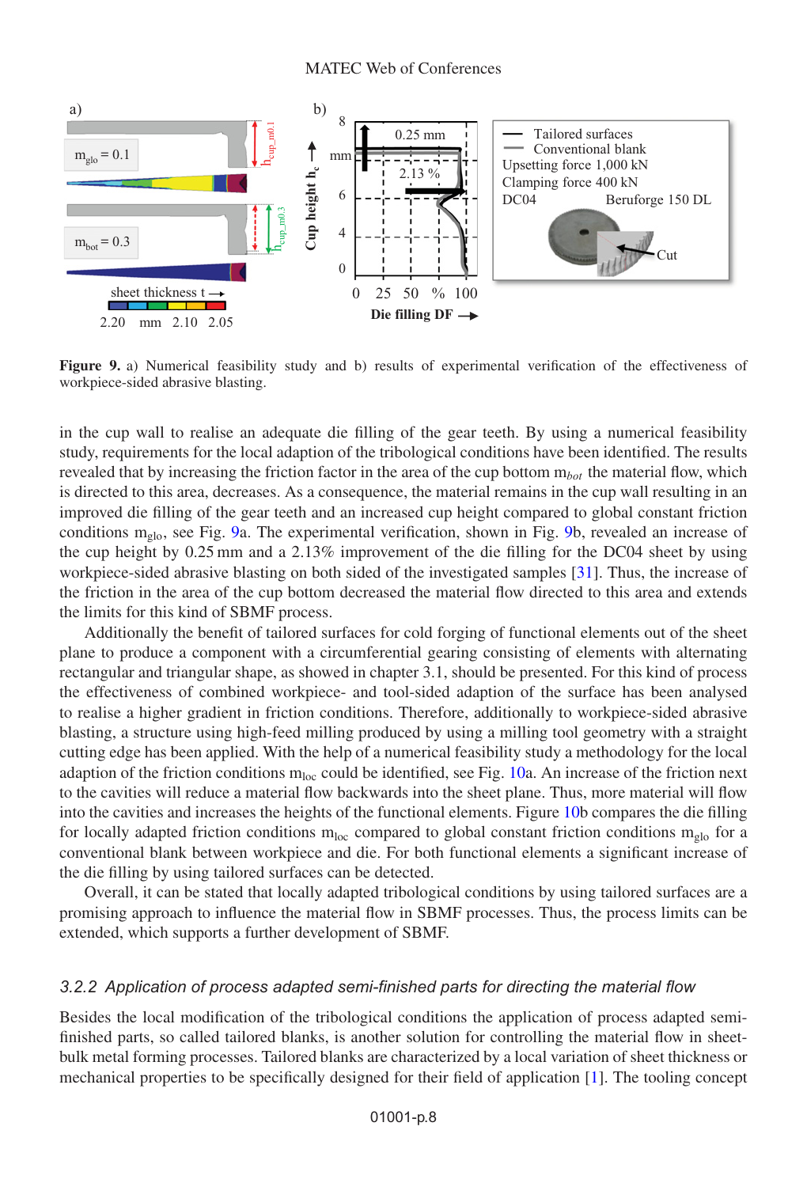**Figure 9.** a) Numerical feasibility study and b) results of experimental verification of the effectiveness of workpiece-sided abrasive blasting.

in the cup wall to realise an adequate die filling of the gear teeth. By using a numerical feasibility study, requirements for the local adaption of the tribological conditions have been identified. The results revealed that by increasing the friction factor in the area of the cup bottom $m_{bot}$ the material flow, which is directed to this area, decreases. As a consequence, the material remains in the cup wall resulting in an improved die filling of the gear teeth and an increased cup height compared to global constant friction conditions $m_{glo}$, see Fig. 9a. The experimental verification, shown in Fig. 9b, revealed an increase of the cup height by 0.25 mm and a 2.13% improvement of the die filling for the DC04 sheet by using workpiece-sided abrasive blasting on both sided of the investigated samples [31]. Thus, the increase of the friction in the area of the cup bottom decreased the material flow directed to this area and extends the limits for this kind of SBMF process.

Additionally the benefit of tailored surfaces for cold forging of functional elements out of the sheet plane to produce a component with a circumferential gearing consisting of elements with alternating rectangular and triangular shape, as showed in chapter 3.1, should be presented. For this kind of process the effectiveness of combined workpiece- and tool-sided adaption of the surface has been analysed to realise a higher gradient in friction conditions. Therefore, additionally to workpiece-sided abrasive blasting, a structure using high-feed milling produced by using a milling tool geometry with a straight cutting edge has been applied. With the help of a numerical feasibility study a methodology for the local adaption of the friction conditions $m_{loc}$ could be identified, see Fig. 10a. An increase of the friction next to the cavities will reduce a material flow backwards into the sheet plane. Thus, more material will flow into the cavities and increases the heights of the functional elements. Figure 10b compares the die filling for locally adapted friction conditions $m_{loc}$ compared to global constant friction conditions $m_{glo}$ for a conventional blank between workpiece and die. For both functional elements a significant increase of the die filling by using tailored surfaces can be detected.

Overall, it can be stated that locally adapted tribological conditions by using tailored surfaces are a promising approach to influence the material flow in SBMF processes. Thus, the process limits can be extended, which supports a further development of SBMF.

### 3.2.2 Application of process adapted semi-finished parts for directing the material flow

Besides the local modification of the tribological conditions the application of process adapted semi-finished parts, so called tailored blanks, is another solution for controlling the material flow in sheet-bulk metal forming processes. Tailored blanks are characterized by a local variation of sheet thickness or mechanical properties to be specifically designed for their field of application [1]. The tooling concept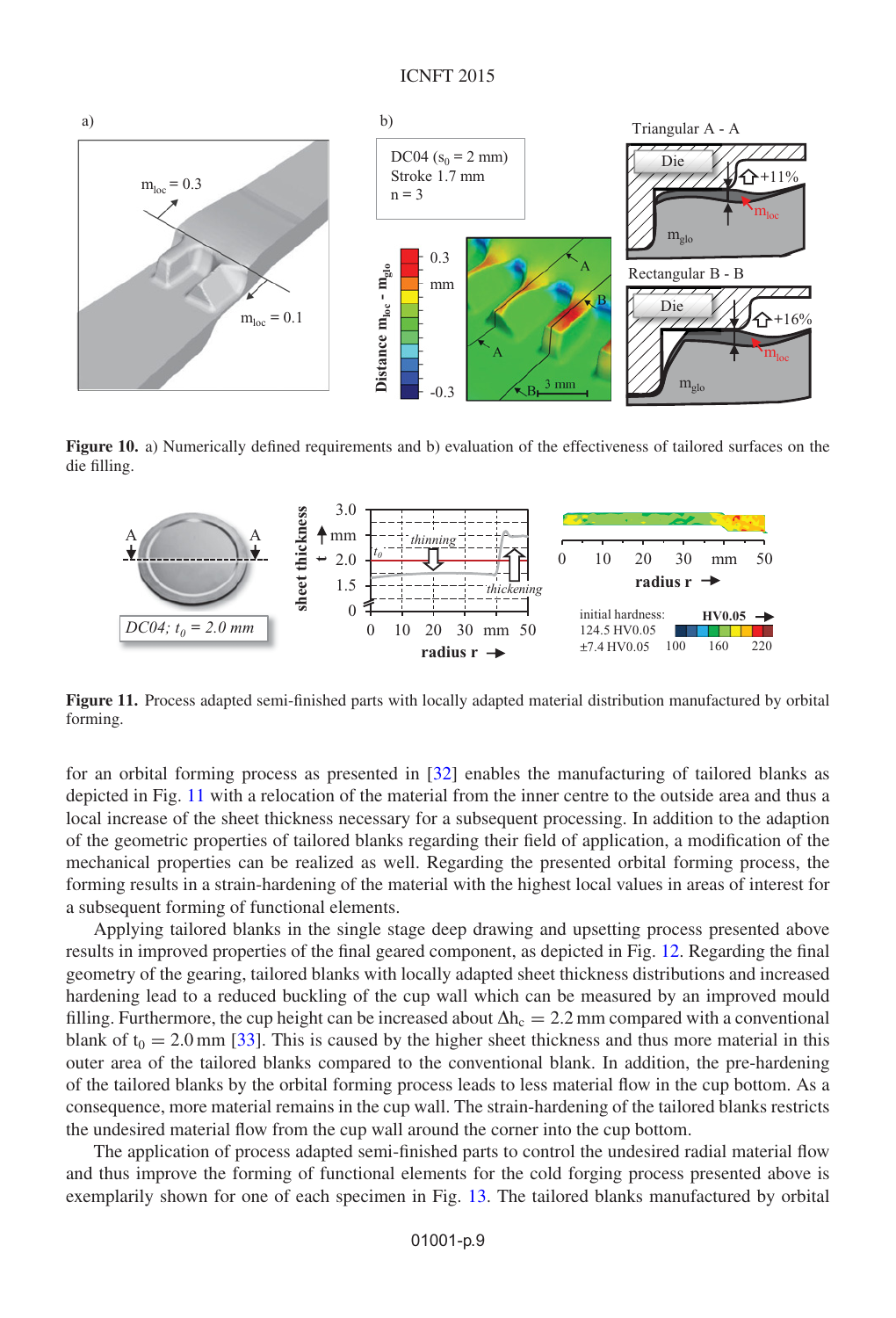**Figure 10.** a) Numerically defined requirements and b) evaluation of the effectiveness of tailored surfaces on the die filling.

**Figure 11.** Process adapted semi-finished parts with locally adapted material distribution manufactured by orbital forming.

for an orbital forming process as presented in [32] enables the manufacturing of tailored blanks as depicted in Fig. 11 with a relocation of the material from the inner centre to the outside area and thus a local increase of the sheet thickness necessary for a subsequent processing. In addition to the adaption of the geometric properties of tailored blanks regarding their field of application, a modification of the mechanical properties can be realized as well. Regarding the presented orbital forming process, the forming results in a strain-hardening of the material with the highest local values in areas of interest for a subsequent forming of functional elements.

Applying tailored blanks in the single stage deep drawing and upsetting process presented above results in improved properties of the final geared component, as depicted in Fig. 12. Regarding the final geometry of the gearing, tailored blanks with locally adapted sheet thickness distributions and increased hardening lead to a reduced buckling of the cup wall which can be measured by an improved mould filling. Furthermore, the cup height can be increased about $\Delta h_c = 2.2$ mm compared with a conventional blank of $t_0 = 2.0$ mm [33]. This is caused by the higher sheet thickness and thus more material in this outer area of the tailored blanks compared to the conventional blank. In addition, the pre-hardening of the tailored blanks by the orbital forming process leads to less material flow in the cup bottom. As a consequence, more material remains in the cup wall. The strain-hardening of the tailored blanks restricts the undesired material flow from the cup wall around the corner into the cup bottom.

The application of process adapted semi-finished parts to control the undesired radial material flow and thus improve the forming of functional elements for the cold forging process presented above is exemplarily shown for one of each specimen in Fig. 13. The tailored blanks manufactured by orbital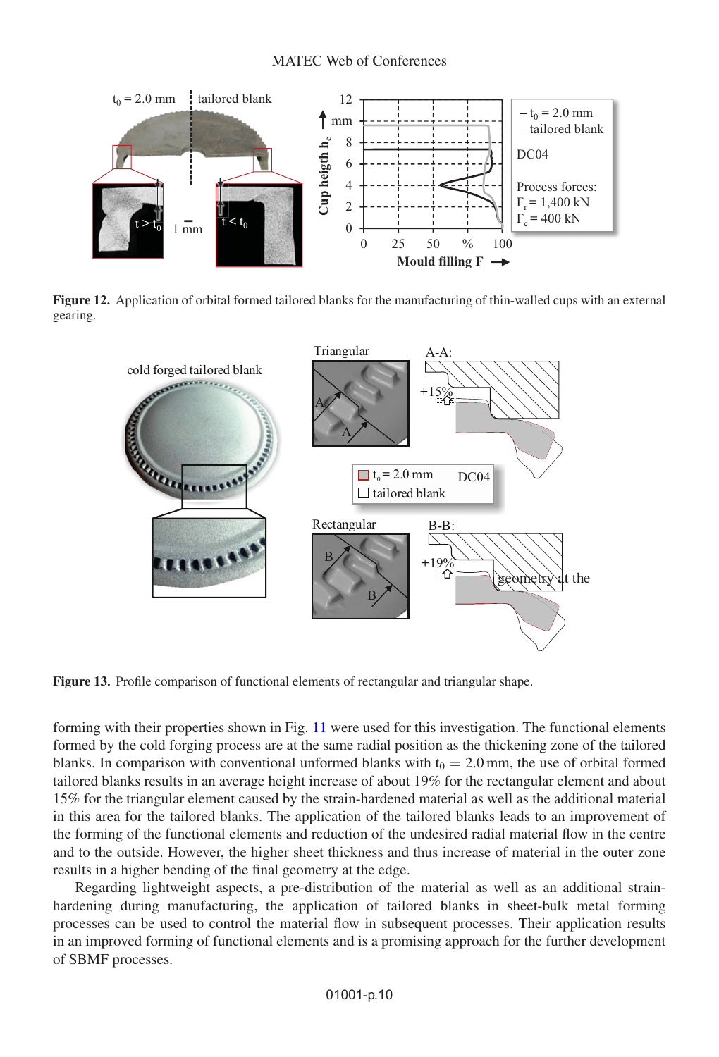Figure 12. Application of orbital formed tailored blanks for the manufacturing of thin-walled cups with an external gearing.

Figure 13. Profile comparison of functional elements of rectangular and triangular shape.

forming with their properties shown in Fig. 11 were used for this investigation. The functional elements formed by the cold forging process are at the same radial position as the thickening zone of the tailored blanks. In comparison with conventional unformed blanks with $t_0 = 2.0$ mm, the use of orbital formed tailored blanks results in an average height increase of about 19% for the rectangular element and about 15% for the triangular element caused by the strain-hardened material as well as the additional material in this area for the tailored blanks. The application of the tailored blanks leads to an improvement of the forming of the functional elements and reduction of the undesired radial material flow in the centre and to the outside. However, the higher sheet thickness and thus increase of material in the outer zone results in a higher bending of the final geometry at the edge.

Regarding lightweight aspects, a pre-distribution of the material as well as an additional strain-hardening during manufacturing, the application of tailored blanks in sheet-bulk metal forming processes can be used to control the material flow in subsequent processes. Their application results in an improved forming of functional elements and is a promising approach for the further development of SBMF processes.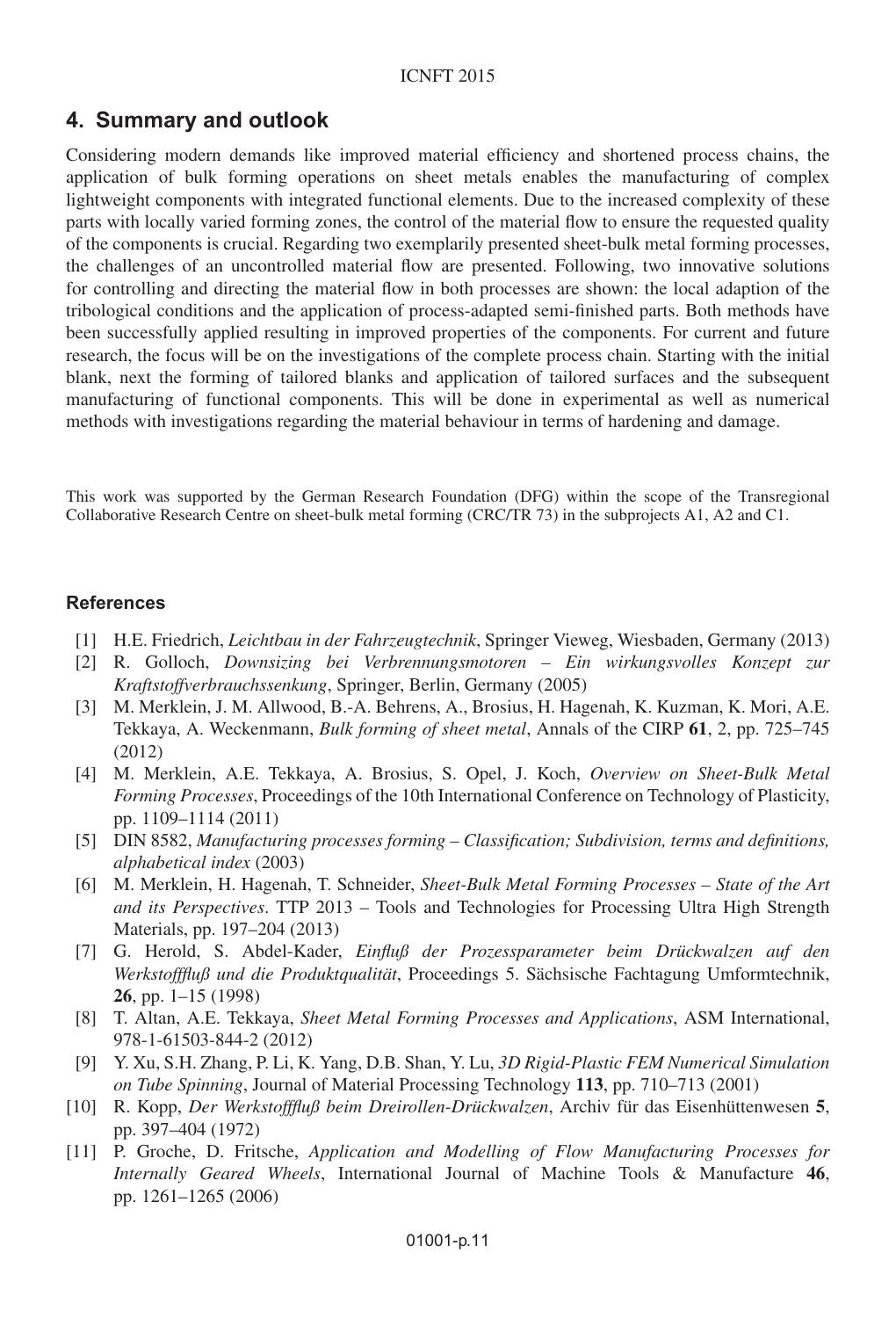## 4. Summary and outlook

Considering modern demands like improved material efficiency and shortened process chains, the application of bulk forming operations on sheet metals enables the manufacturing of complex lightweight components with integrated functional elements. Due to the increased complexity of these parts with locally varied forming zones, the control of the material flow to ensure the requested quality of the components is crucial. Regarding two exemplarily presented sheet-bulk metal forming processes, the challenges of an uncontrolled material flow are presented. Following, two innovative solutions for controlling and directing the material flow in both processes are shown: the local adaption of the tribological conditions and the application of process-adapted semi-finished parts. Both methods have been successfully applied resulting in improved properties of the components. For current and future research, the focus will be on the investigations of the complete process chain. Starting with the initial blank, next the forming of tailored blanks and application of tailored surfaces and the subsequent manufacturing of functional components. This will be done in experimental as well as numerical methods with investigations regarding the material behaviour in terms of hardening and damage.

This work was supported by the German Research Foundation (DFG) within the scope of the Transregional Collaborative Research Centre on sheet-bulk metal forming (CRC/TR 73) in the subprojects A1, A2 and C1.

### References

[1] H.E. Friedrich, *Leichtbau in der Fahrzeugtechnik*, Springer Vieweg, Wiesbaden, Germany (2013)

[2] R. Golloch, *Downsizing bei Verbrennungsmotoren – Ein wirkungsvolles Konzept zur Kraftstoffverbrauchssenkung*, Springer, Berlin, Germany (2005)

[3] M. Merklein, J. M. Allwood, B.-A. Behrens, A., Brosius, H. Hagenah, K. Kuzman, K. Mori, A.E. Tekkaya, A. Weckenmann, *Bulk forming of sheet metal*, Annals of the CIRP **61**, 2, pp. 725–745 (2012)

[4] M. Merklein, A.E. Tekkaya, A. Brosius, S. Opel, J. Koch, *Overview on Sheet-Bulk Metal Forming Processes*, Proceedings of the 10th International Conference on Technology of Plasticity, pp. 1109–1114 (2011)

[5] DIN 8582, *Manufacturing processes forming – Classification; Subdivision, terms and definitions, alphabetical index* (2003)

[6] M. Merklein, H. Hagenah, T. Schneider, *Sheet-Bulk Metal Forming Processes – State of the Art and its Perspectives*. TTP 2013 – Tools and Technologies for Processing Ultra High Strength Materials, pp. 197–204 (2013)

[7] G. Herold, S. Abdel-Kader, *Einfluß der Prozessparameter beim Drückwalzen auf den Werkstofffluß und die Produktqualität*, Proceedings 5. Sächsische Fachtagung Umformtechnik, **26**, pp. 1–15 (1998)

[8] T. Altan, A.E. Tekkaya, *Sheet Metal Forming Processes and Applications*, ASM International, 978-1-61503-844-2 (2012)

[9] Y. Xu, S.H. Zhang, P. Li, K. Yang, D.B. Shan, Y. Lu, *3D Rigid-Plastic FEM Numerical Simulation on Tube Spinning*, Journal of Material Processing Technology **113**, pp. 710–713 (2001)

[10] R. Kopp, *Der Werkstofffluß beim Dreirollen-Drückwalzen*, Archiv für das Eisenhüttenwesen **5**, pp. 397–404 (1972)

[11] P. Groche, D. Fritsche, *Application and Modelling of Flow Manufacturing Processes for Internally Geared Wheels*, International Journal of Machine Tools & Manufacture **46**, pp. 1261–1265 (2006)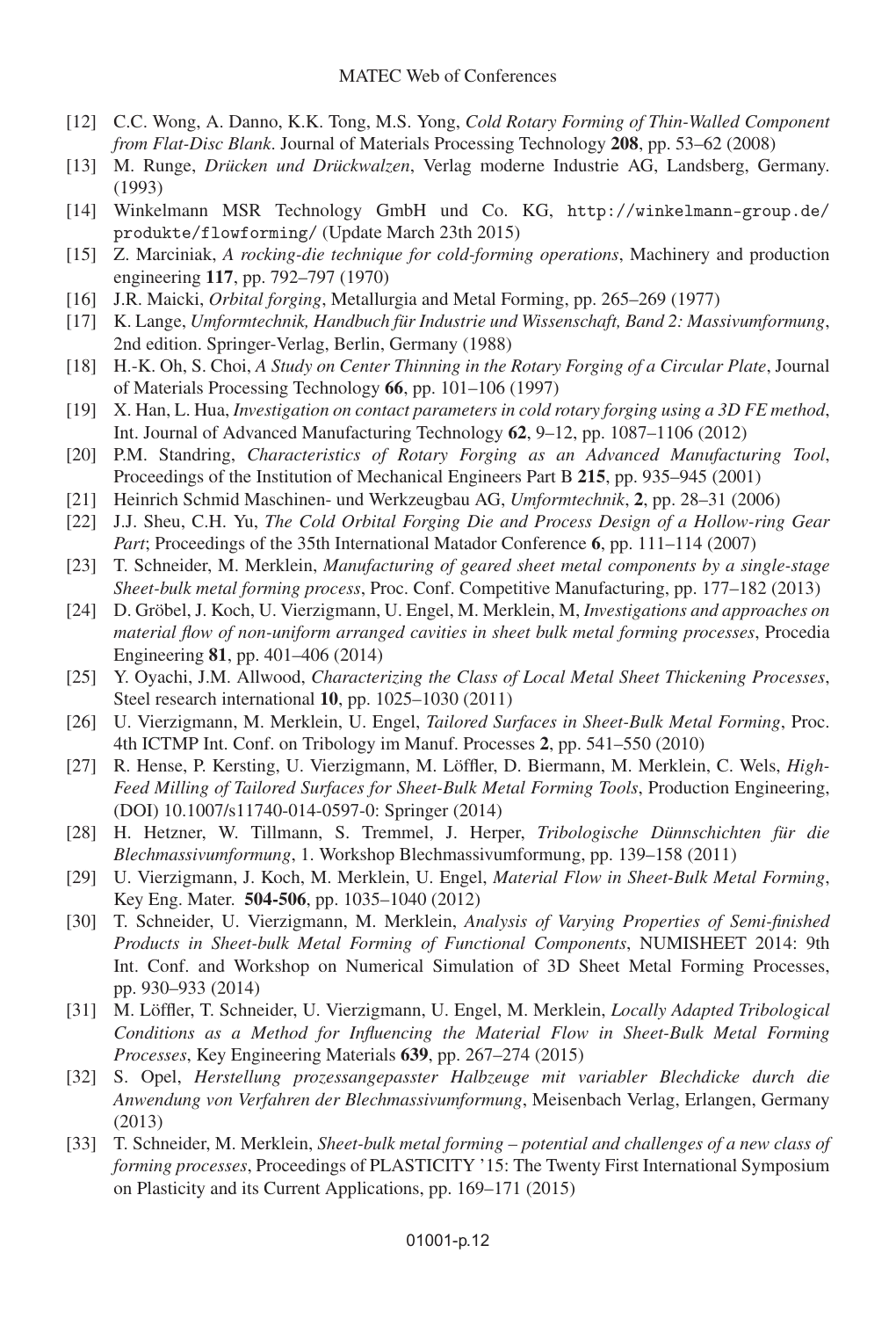[12] C.C. Wong, A. Danno, K.K. Tong, M.S. Yong, *Cold Rotary Forming of Thin-Walled Component from Flat-Disc Blank*. Journal of Materials Processing Technology **208**, pp. 53–62 (2008)

[13] M. Runge, *Drücken und Drückwalzen*, Verlag moderne Industrie AG, Landsberg, Germany. (1993)

[14] Winkelmann MSR Technology GmbH und Co. KG, http://winkelmann-group.de/produkte/flowforming/ (Update March 23th 2015)

[15] Z. Marciniak, *A rocking-die technique for cold-forming operations*, Machinery and production engineering **117**, pp. 792–797 (1970)

[16] J.R. Maicki, *Orbital forging*, Metallurgia and Metal Forming, pp. 265–269 (1977)

[17] K. Lange, *Umformtechnik, Handbuch für Industrie und Wissenschaft, Band 2: Massivumformung*, 2nd edition. Springer-Verlag, Berlin, Germany (1988)

[18] H.-K. Oh, S. Choi, *A Study on Center Thinning in the Rotary Forging of a Circular Plate*, Journal of Materials Processing Technology **66**, pp. 101–106 (1997)

[19] X. Han, L. Hua, *Investigation on contact parameters in cold rotary forging using a 3D FE method*, Int. Journal of Advanced Manufacturing Technology **62**, 9–12, pp. 1087–1106 (2012)

[20] P.M. Standring, *Characteristics of Rotary Forging as an Advanced Manufacturing Tool*, Proceedings of the Institution of Mechanical Engineers Part B **215**, pp. 935–945 (2001)

[21] Heinrich Schmid Maschinen- und Werkzeugbau AG, *Umformtechnik*, **2**, pp. 28–31 (2006)

[22] J.J. Sheu, C.H. Yu, *The Cold Orbital Forging Die and Process Design of a Hollow-ring Gear Part*; Proceedings of the 35th International Matador Conference **6**, pp. 111–114 (2007)

[23] T. Schneider, M. Merklein, *Manufacturing of geared sheet metal components by a single-stage Sheet-bulk metal forming process*, Proc. Conf. Competitive Manufacturing, pp. 177–182 (2013)

[24] D. Gröbel, J. Koch, U. Vierzigmann, U. Engel, M. Merklein, M, *Investigations and approaches on material flow of non-uniform arranged cavities in sheet bulk metal forming processes*, Procedia Engineering **81**, pp. 401–406 (2014)

[25] Y. Oyachi, J.M. Allwood, *Characterizing the Class of Local Metal Sheet Thickening Processes*, Steel research international **10**, pp. 1025–1030 (2011)

[26] U. Vierzigmann, M. Merklein, U. Engel, *Tailored Surfaces in Sheet-Bulk Metal Forming*, Proc. 4th ICTMP Int. Conf. on Tribology im Manuf. Processes **2**, pp. 541–550 (2010)

[27] R. Hense, P. Kersting, U. Vierzigmann, M. Löffler, D. Biermann, M. Merklein, C. Wels, *High-Feed Milling of Tailored Surfaces for Sheet-Bulk Metal Forming Tools*, Production Engineering, (DOI) 10.1007/s11740-014-0597-0: Springer (2014)

[28] H. Hetzner, W. Tillmann, S. Tremmel, J. Herper, *Tribologische Dünnschichten für die Blechmassivumformung*, 1. Workshop Blechmassivumformung, pp. 139–158 (2011)

[29] U. Vierzigmann, J. Koch, M. Merklein, U. Engel, *Material Flow in Sheet-Bulk Metal Forming*, Key Eng. Mater. **504-506**, pp. 1035–1040 (2012)

[30] T. Schneider, U. Vierzigmann, M. Merklein, *Analysis of Varying Properties of Semi-finished Products in Sheet-bulk Metal Forming of Functional Components*, NUMISHEET 2014: 9th Int. Conf. and Workshop on Numerical Simulation of 3D Sheet Metal Forming Processes, pp. 930–933 (2014)

[31] M. Löffler, T. Schneider, U. Vierzigmann, U. Engel, M. Merklein, *Locally Adapted Tribological Conditions as a Method for Influencing the Material Flow in Sheet-Bulk Metal Forming Processes*, Key Engineering Materials **639**, pp. 267–274 (2015)

[32] S. Opel, *Herstellung prozessangepasster Halbzeuge mit variabler Blechdicke durch die Anwendung von Verfahren der Blechmassivumformung*, Meisenbach Verlag, Erlangen, Germany (2013)

[33] T. Schneider, M. Merklein, *Sheet-bulk metal forming – potential and challenges of a new class of forming processes*, Proceedings of PLASTICITY '15: The Twenty First International Symposium on Plasticity and its Current Applications, pp. 169–171 (2015)